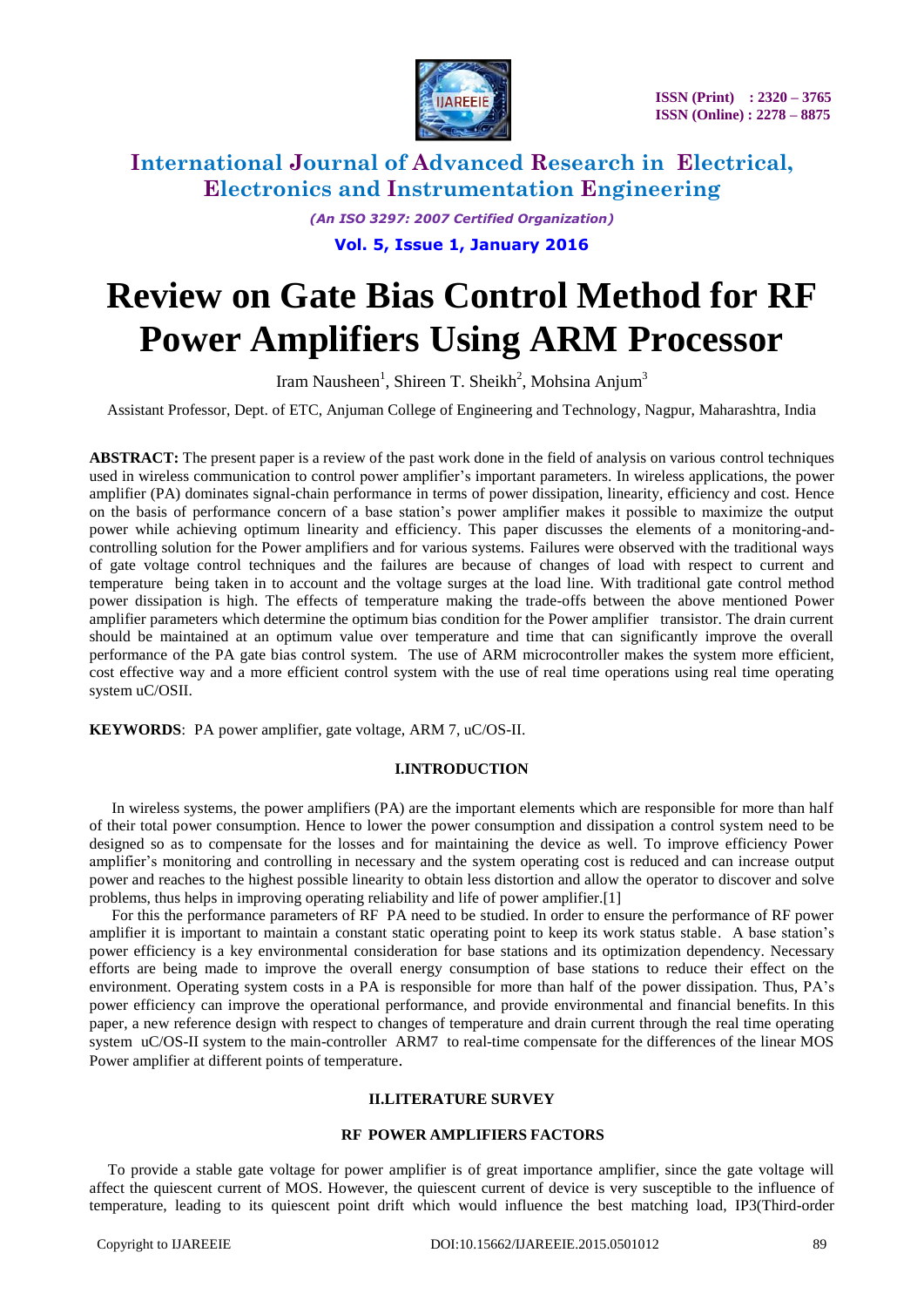# Review on Gate Bias Control Method for RF Power Amplifiers Using ARM Processor

Iram Nausheen[1], Shireen T. Sheikh[2], Mohsina Anjum[3]

Assistant Professor, Dept. of ETC, Anjuman College of Engineering and Technology, Nagpur, Maharashtra, India

**ABSTRACT:** The present paper is a review of the past work done in the field of analysis on various control techniques used in wireless communication to control power amplifier's important parameters. In wireless applications, the power amplifier (PA) dominates signal-chain performance in terms of power dissipation, linearity, efficiency and cost. Hence on the basis of performance concern of a base station's power amplifier makes it possible to maximize the output power while achieving optimum linearity and efficiency. This paper discusses the elements of a monitoring-and-controlling solution for the Power amplifiers and for various systems. Failures were observed with the traditional ways of gate voltage control techniques and the failures are because of changes of load with respect to current and temperature being taken in to account and the voltage surges at the load line. With traditional gate control method power dissipation is high. The effects of temperature making the trade-offs between the above mentioned Power amplifier parameters which determine the optimum bias condition for the Power amplifier transistor. The drain current should be maintained at an optimum value over temperature and time that can significantly improve the overall performance of the PA gate bias control system. The use of ARM microcontroller makes the system more efficient, cost effective way and a more efficient control system with the use of real time operations using real time operating system uC/OSII.

**KEYWORDS**: PA power amplifier, gate voltage, ARM 7, uC/OS-II.

## I.INTRODUCTION

In wireless systems, the power amplifiers (PA) are the important elements which are responsible for more than half of their total power consumption. Hence to lower the power consumption and dissipation a control system need to be designed so as to compensate for the losses and for maintaining the device as well. To improve efficiency Power amplifier's monitoring and controlling in necessary and the system operating cost is reduced and can increase output power and reaches to the highest possible linearity to obtain less distortion and allow the operator to discover and solve problems, thus helps in improving operating reliability and life of power amplifier.[1]

For this the performance parameters of RF PA need to be studied. In order to ensure the performance of RF power amplifier it is important to maintain a constant static operating point to keep its work status stable. A base station's power efficiency is a key environmental consideration for base stations and its optimization dependency. Necessary efforts are being made to improve the overall energy consumption of base stations to reduce their effect on the environment. Operating system costs in a PA is responsible for more than half of the power dissipation. Thus, PA's power efficiency can improve the operational performance, and provide environmental and financial benefits. In this paper, a new reference design with respect to changes of temperature and drain current through the real time operating system uC/OS-II system to the main-controller ARM7 to real-time compensate for the differences of the linear MOS Power amplifier at different points of temperature.

## II.LITERATURE SURVEY

### RF POWER AMPLIFIERS FACTORS

To provide a stable gate voltage for power amplifier is of great importance amplifier, since the gate voltage will affect the quiescent current of MOS. However, the quiescent current of device is very susceptible to the influence of temperature, leading to its quiescent point drift which would influence the best matching load, IP3(Third-order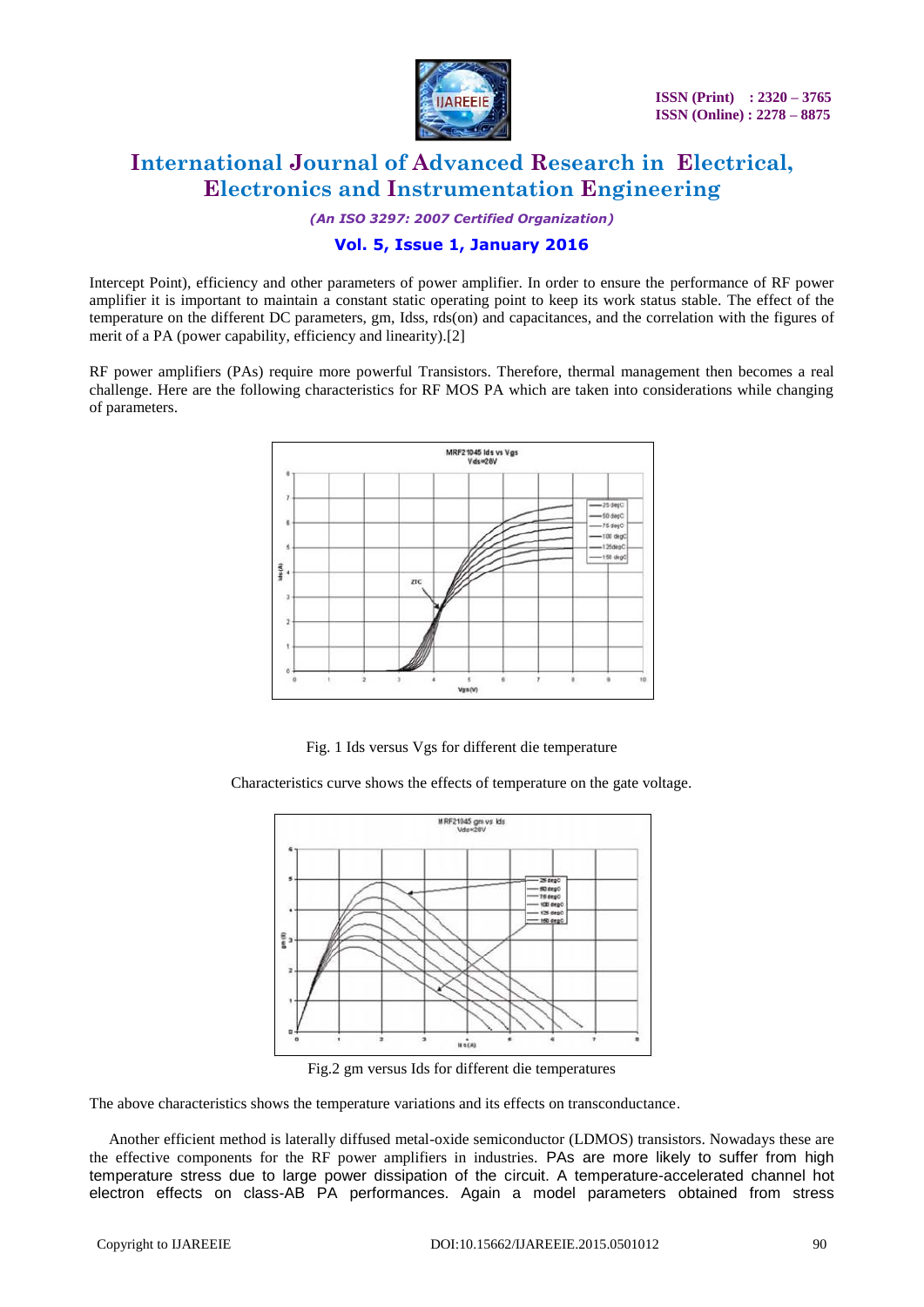Intercept Point), efficiency and other parameters of power amplifier. In order to ensure the performance of RF power amplifier it is important to maintain a constant static operating point to keep its work status stable. The effect of the temperature on the different DC parameters, gm, Idss, rds(on) and capacitances, and the correlation with the figures of merit of a PA (power capability, efficiency and linearity).[2]

RF power amplifiers (PAs) require more powerful Transistors. Therefore, thermal management then becomes a real challenge. Here are the following characteristics for RF MOS PA which are taken into considerations while changing of parameters.

Fig. 1 Ids versus Vgs for different die temperature

Characteristics curve shows the effects of temperature on the gate voltage.

Fig.2 gm versus Ids for different die temperatures

The above characteristics shows the temperature variations and its effects on transconductance.

Another efficient method is laterally diffused metal-oxide semiconductor (LDMOS) transistors. Nowadays these are the effective components for the RF power amplifiers in industries. PAs are more likely to suffer from high temperature stress due to large power dissipation of the circuit. A temperature-accelerated channel hot electron effects on class-AB PA performances. Again a model parameters obtained from stress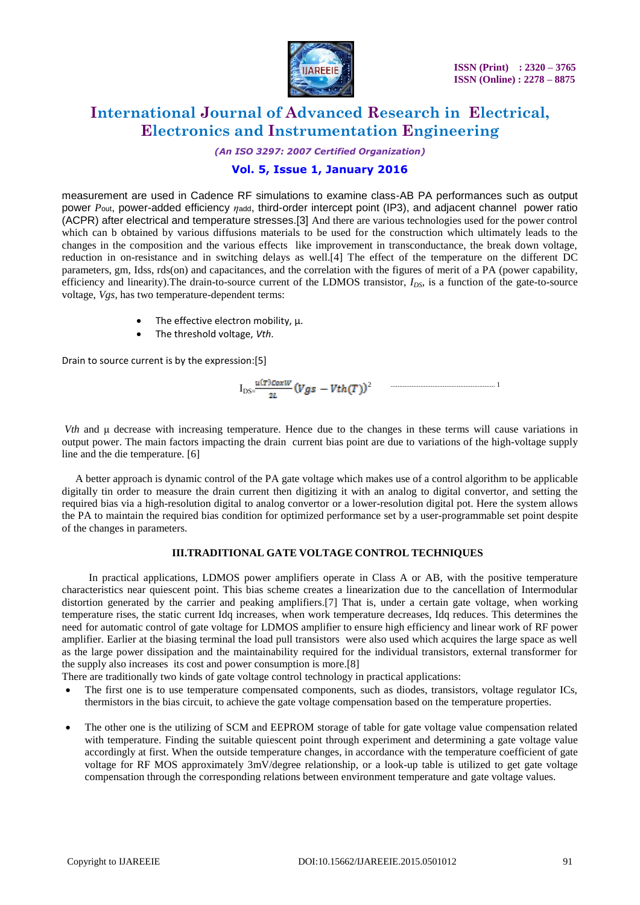measurement are used in Cadence RF simulations to examine class-AB PA performances such as output power $P_{out}$, power-added efficiency $\eta_{add}$, third-order intercept point (IP3), and adjacent channel power ratio (ACPR) after electrical and temperature stresses.[3] And there are various technologies used for the power control which can b obtained by various diffusions materials to be used for the construction which ultimately leads to the changes in the composition and the various effects like improvement in transconductance, the break down voltage, reduction in on-resistance and in switching delays as well.[4] The effect of the temperature on the different DC parameters, gm, Idss, rds(on) and capacitances, and the correlation with the figures of merit of a PA (power capability, efficiency and linearity).The drain-to-source current of the LDMOS transistor, $I_{DS}$, is a function of the gate-to-source voltage, *Vgs*, has two temperature-dependent terms:

- The effective electron mobility, µ.
- The threshold voltage, *Vth*.

Drain to source current is by the expression:[5]

$$I_{DS}=\frac{u(T)CoxW}{2L}(Vgs - Vth(T))^2 \quad \text{......} \quad 1$$

*Vth* and µ decrease with increasing temperature. Hence due to the changes in these terms will cause variations in output power. The main factors impacting the drain current bias point are due to variations of the high-voltage supply line and the die temperature. [6]

A better approach is dynamic control of the PA gate voltage which makes use of a control algorithm to be applicable digitally tin order to measure the drain current then digitizing it with an analog to digital convertor, and setting the required bias via a high-resolution digital to analog convertor or a lower-resolution digital pot. Here the system allows the PA to maintain the required bias condition for optimized performance set by a user-programmable set point despite of the changes in parameters.

## III.TRADITIONAL GATE VOLTAGE CONTROL TECHNIQUES

In practical applications, LDMOS power amplifiers operate in Class A or AB, with the positive temperature characteristics near quiescent point. This bias scheme creates a linearization due to the cancellation of Intermodular distortion generated by the carrier and peaking amplifiers.[7] That is, under a certain gate voltage, when working temperature rises, the static current Idq increases, when work temperature decreases, Idq reduces. This determines the need for automatic control of gate voltage for LDMOS amplifier to ensure high efficiency and linear work of RF power amplifier. Earlier at the biasing terminal the load pull transistors were also used which acquires the large space as well as the large power dissipation and the maintainability required for the individual transistors, external transformer for the supply also increases its cost and power consumption is more.[8]

There are traditionally two kinds of gate voltage control technology in practical applications:

- The first one is to use temperature compensated components, such as diodes, transistors, voltage regulator ICs, thermistors in the bias circuit, to achieve the gate voltage compensation based on the temperature properties.

- The other one is the utilizing of SCM and EEPROM storage of table for gate voltage value compensation related with temperature. Finding the suitable quiescent point through experiment and determining a gate voltage value accordingly at first. When the outside temperature changes, in accordance with the temperature coefficient of gate voltage for RF MOS approximately 3mV/degree relationship, or a look-up table is utilized to get gate voltage compensation through the corresponding relations between environment temperature and gate voltage values.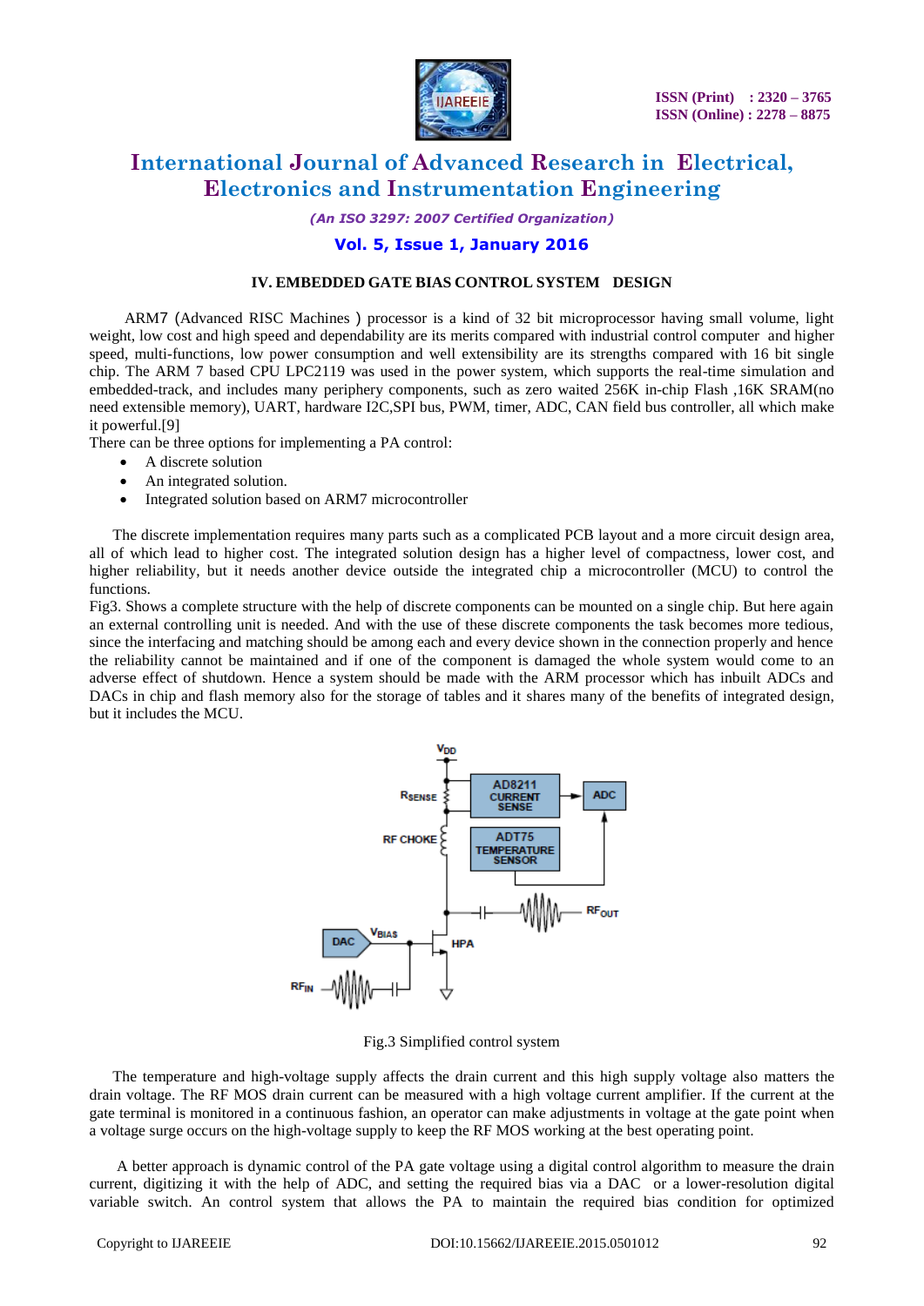## IV. EMBEDDED GATE BIAS CONTROL SYSTEM DESIGN

ARM7 (Advanced RISC Machines ) processor is a kind of 32 bit microprocessor having small volume, light weight, low cost and high speed and dependability are its merits compared with industrial control computer and higher speed, multi-functions, low power consumption and well extensibility are its strengths compared with 16 bit single chip. The ARM 7 based CPU LPC2119 was used in the power system, which supports the real-time simulation and embedded-track, and includes many periphery components, such as zero waited 256K in-chip Flash ,16K SRAM(no need extensible memory), UART, hardware I2C,SPI bus, PWM, timer, ADC, CAN field bus controller, all which make it powerful.[9]

There can be three options for implementing a PA control:

- A discrete solution
- An integrated solution.
- Integrated solution based on ARM7 microcontroller

The discrete implementation requires many parts such as a complicated PCB layout and a more circuit design area, all of which lead to higher cost. The integrated solution design has a higher level of compactness, lower cost, and higher reliability, but it needs another device outside the integrated chip a microcontroller (MCU) to control the functions.

Fig3. Shows a complete structure with the help of discrete components can be mounted on a single chip. But here again an external controlling unit is needed. And with the use of these discrete components the task becomes more tedious, since the interfacing and matching should be among each and every device shown in the connection properly and hence the reliability cannot be maintained and if one of the component is damaged the whole system would come to an adverse effect of shutdown. Hence a system should be made with the ARM processor which has inbuilt ADCs and DACs in chip and flash memory also for the storage of tables and it shares many of the benefits of integrated design, but it includes the MCU.

Fig.3 Simplified control system

The temperature and high-voltage supply affects the drain current and this high supply voltage also matters the drain voltage. The RF MOS drain current can be measured with a high voltage current amplifier. If the current at the gate terminal is monitored in a continuous fashion, an operator can make adjustments in voltage at the gate point when a voltage surge occurs on the high-voltage supply to keep the RF MOS working at the best operating point.

A better approach is dynamic control of the PA gate voltage using a digital control algorithm to measure the drain current, digitizing it with the help of ADC, and setting the required bias via a DAC or a lower-resolution digital variable switch. An control system that allows the PA to maintain the required bias condition for optimized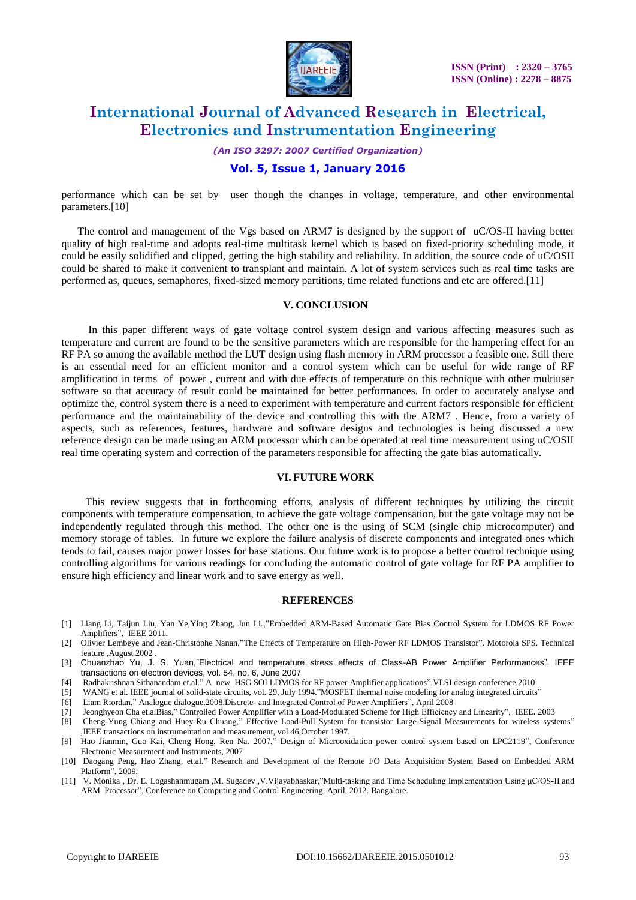performance which can be set by user though the changes in voltage, temperature, and other environmental parameters.[10]

The control and management of the Vgs based on ARM7 is designed by the support of uC/OS-II having better quality of high real-time and adopts real-time multitask kernel which is based on fixed-priority scheduling mode, it could be easily solidified and clipped, getting the high stability and reliability. In addition, the source code of uC/OSII could be shared to make it convenient to transplant and maintain. A lot of system services such as real time tasks are performed as, queues, semaphores, fixed-sized memory partitions, time related functions and etc are offered.[11]

## V. CONCLUSION

In this paper different ways of gate voltage control system design and various affecting measures such as temperature and current are found to be the sensitive parameters which are responsible for the hampering effect for an RF PA so among the available method the LUT design using flash memory in ARM processor a feasible one. Still there is an essential need for an efficient monitor and a control system which can be useful for wide range of RF amplification in terms of power , current and with due effects of temperature on this technique with other multiuser software so that accuracy of result could be maintained for better performances. In order to accurately analyse and optimize the, control system there is a need to experiment with temperature and current factors responsible for efficient performance and the maintainability of the device and controlling this with the ARM7 . Hence, from a variety of aspects, such as references, features, hardware and software designs and technologies is being discussed a new reference design can be made using an ARM processor which can be operated at real time measurement using uC/OSII real time operating system and correction of the parameters responsible for affecting the gate bias automatically.

## VI. FUTURE WORK

This review suggests that in forthcoming efforts, analysis of different techniques by utilizing the circuit components with temperature compensation, to achieve the gate voltage compensation, but the gate voltage may not be independently regulated through this method. The other one is the using of SCM (single chip microcomputer) and memory storage of tables. In future we explore the failure analysis of discrete components and integrated ones which tends to fail, causes major power losses for base stations. Our future work is to propose a better control technique using controlling algorithms for various readings for concluding the automatic control of gate voltage for RF PA amplifier to ensure high efficiency and linear work and to save energy as well.

## REFERENCES

[1] Liang Li, Taijun Liu, Yan Ye,Ying Zhang, Jun Li.,"Embedded ARM-Based Automatic Gate Bias Control System for LDMOS RF Power Amplifiers", IEEE 2011.

[2] Olivier Lembeye and Jean-Christophe Nanan."The Effects of Temperature on High-Power RF LDMOS Transistor". Motorola SPS. Technical feature ,August 2002 .

[3] Chuanzhao Yu, J. S. Yuan,"Electrical and temperature stress effects of Class-AB Power Amplifier Performances", IEEE transactions on electron devices, vol. 54, no. 6, June 2007

[4] Radhakrishnan Sithanandam et.al." A new HSG SOI LDMOS for RF power Amplifier applications".VLSI design conference.2010

[5] WANG et al. IEEE journal of solid-state circuits, vol. 29, July 1994."MOSFET thermal noise modeling for analog integrated circuits"

[6] Liam Riordan," Analogue dialogue.2008.Discrete- and Integrated Control of Power Amplifiers", April 2008

[7] Jeonghyeon Cha et.alBias," Controlled Power Amplifier with a Load-Modulated Scheme for High Efficiency and Linearity", IEEE. 2003

[8] Cheng-Yung Chiang and Huey-Ru Chuang," Effective Load-Pull System for transistor Large-Signal Measurements for wireless systems" ,IEEE transactions on instrumentation and measurement, vol 46,October 1997.

[9] Hao Jianmin, Guo Kai, Cheng Hong, Ren Na. 2007," Design of Microoxidation power control system based on LPC2119", Conference Electronic Measurement and Instruments, 2007

[10] Daogang Peng, Hao Zhang, et.al." Research and Development of the Remote I/O Data Acquisition System Based on Embedded ARM Platform", 2009.

[11] V. Monika , Dr. E. Logashanmugam ,M. Sugadev ,V.Vijayabhaskar,"Multi-tasking and Time Scheduling Implementation Using µC/OS-II and ARM Processor", Conference on Computing and Control Engineering. April, 2012. Bangalore.